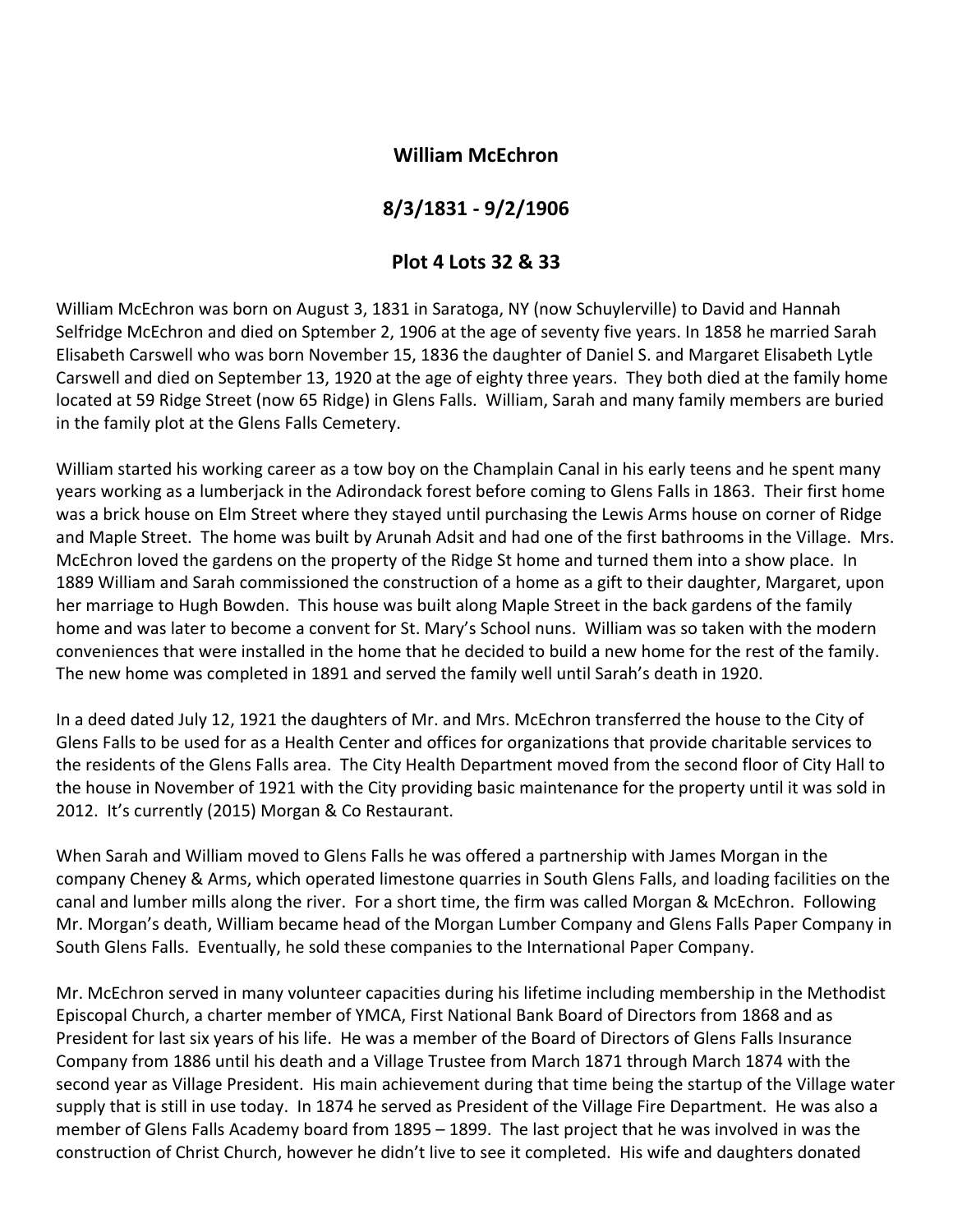**William McEchron**

**8/3/1831 - 9/2/1906**

**Plot 4 Lots 32 & 33**

William McEchron was born on August 3, 1831 in Saratoga, NY (now Schuylerville) to David and Hannah Selfridge McEchron and died on Sptember 2, 1906 at the age of seventy five years. In 1858 he married Sarah Elisabeth Carswell who was born November 15, 1836 the daughter of Daniel S. and Margaret Elisabeth Lytle Carswell and died on September 13, 1920 at the age of eighty three years. They both died at the family home located at 59 Ridge Street (now 65 Ridge) in Glens Falls. William, Sarah and many family members are buried in the family plot at the Glens Falls Cemetery.

William started his working career as a tow boy on the Champlain Canal in his early teens and he spent many years working as a lumberjack in the Adirondack forest before coming to Glens Falls in 1863. Their first home was a brick house on Elm Street where they stayed until purchasing the Lewis Arms house on corner of Ridge and Maple Street. The home was built by Arunah Adsit and had one of the first bathrooms in the Village. Mrs. McEchron loved the gardens on the property of the Ridge St home and turned them into a show place. In 1889 William and Sarah commissioned the construction of a home as a gift to their daughter, Margaret, upon her marriage to Hugh Bowden. This house was built along Maple Street in the back gardens of the family home and was later to become a convent for St. Mary's School nuns. William was so taken with the modern conveniences that were installed in the home that he decided to build a new home for the rest of the family. The new home was completed in 1891 and served the family well until Sarah's death in 1920.

In a deed dated July 12, 1921 the daughters of Mr. and Mrs. McEchron transferred the house to the City of Glens Falls to be used for as a Health Center and offices for organizations that provide charitable services to the residents of the Glens Falls area. The City Health Department moved from the second floor of City Hall to the house in November of 1921 with the City providing basic maintenance for the property until it was sold in 2012. It's currently (2015) Morgan & Co Restaurant.

When Sarah and William moved to Glens Falls he was offered a partnership with James Morgan in the company Cheney & Arms, which operated limestone quarries in South Glens Falls, and loading facilities on the canal and lumber mills along the river. For a short time, the firm was called Morgan & McEchron. Following Mr. Morgan's death, William became head of the Morgan Lumber Company and Glens Falls Paper Company in South Glens Falls. Eventually, he sold these companies to the International Paper Company.

Mr. McEchron served in many volunteer capacities during his lifetime including membership in the Methodist Episcopal Church, a charter member of YMCA, First National Bank Board of Directors from 1868 and as President for last six years of his life. He was a member of the Board of Directors of Glens Falls Insurance Company from 1886 until his death and a Village Trustee from March 1871 through March 1874 with the second year as Village President. His main achievement during that time being the startup of the Village water supply that is still in use today. In 1874 he served as President of the Village Fire Department. He was also a member of Glens Falls Academy board from 1895 – 1899. The last project that he was involved in was the construction of Christ Church, however he didn't live to see it completed. His wife and daughters donated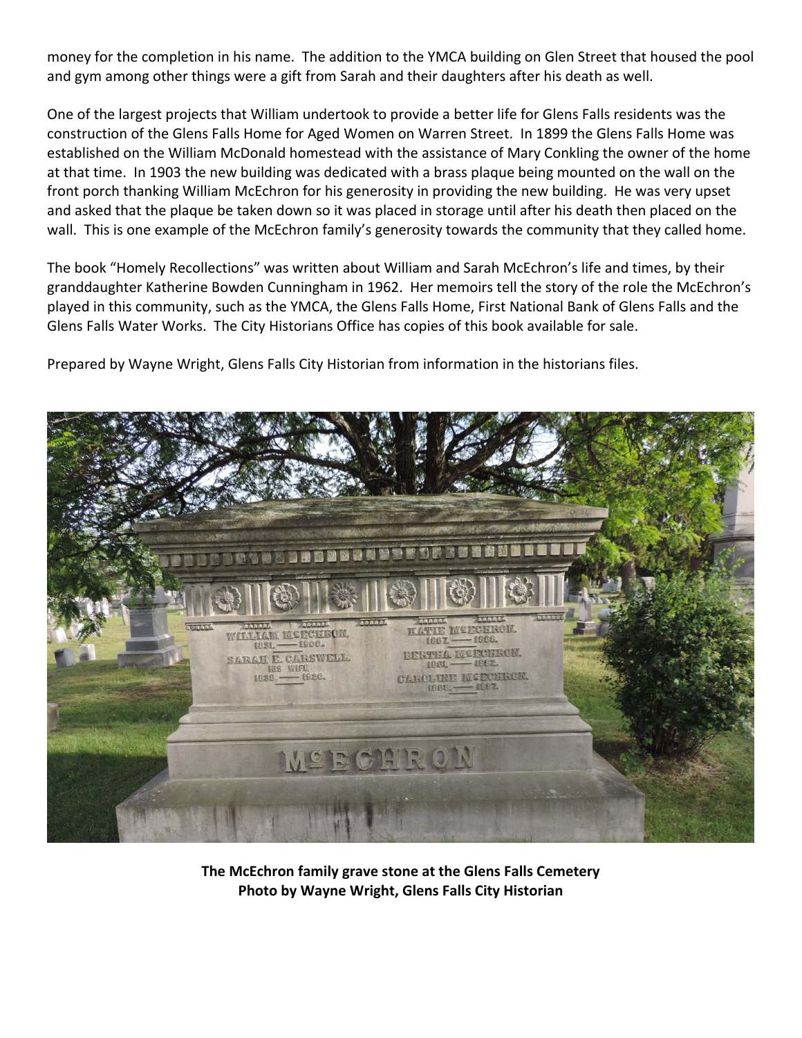money for the completion in his name. The addition to the YMCA building on Glen Street that housed the pool and gym among other things were a gift from Sarah and their daughters after his death as well.

One of the largest projects that William undertook to provide a better life for Glens Falls residents was the construction of the Glens Falls Home for Aged Women on Warren Street. In 1899 the Glens Falls Home was established on the William McDonald homestead with the assistance of Mary Conkling the owner of the home at that time. In 1903 the new building was dedicated with a brass plaque being mounted on the wall on the front porch thanking William McEchron for his generosity in providing the new building. He was very upset and asked that the plaque be taken down so it was placed in storage until after his death then placed on the wall. This is one example of the McEchron family's generosity towards the community that they called home.

The book "Homely Recollections" was written about William and Sarah McEchron's life and times, by their granddaughter Katherine Bowden Cunningham in 1962. Her memoirs tell the story of the role the McEchron's played in this community, such as the YMCA, the Glens Falls Home, First National Bank of Glens Falls and the Glens Falls Water Works. The City Historians Office has copies of this book available for sale.

Prepared by Wayne Wright, Glens Falls City Historian from information in the historians files.

**The McEchron family grave stone at the Glens Falls Cemetery**
**Photo by Wayne Wright, Glens Falls City Historian**